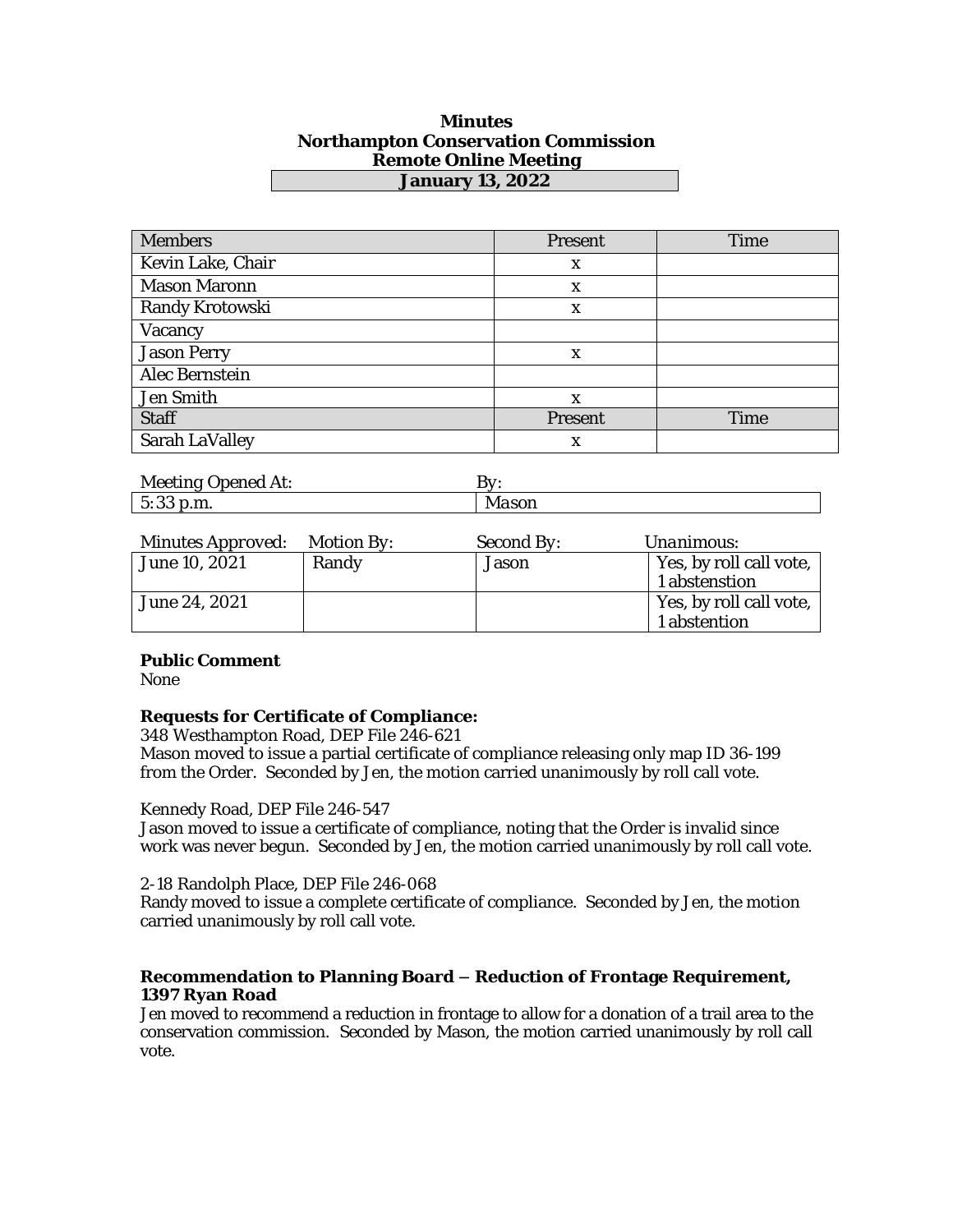**Minutes**
**Northampton Conservation Commission**
**Remote Online Meeting**
**January 13, 2022**

| Members | Present | Time |
|---|---|---|
| Kevin Lake, Chair | x | |
| Mason Maronn | x | |
| Randy Krotowski | x | |
| Vacancy | | |
| Jason Perry | x | |
| Alec Bernstein | | |
| Jen Smith | x | |
| **Staff** | **Present** | **Time** |
| Sarah LaValley | x | |

| Meeting Opened At: | By: |
|---|---|
| 5:33 p.m. | *Mason* |

| Minutes Approved: | Motion By: | Second By: | Unanimous: |
|---|---|---|---|
| June 10, 2021 | Randy | Jason | Yes, by roll call vote, 1 abstenstion |
| June 24, 2021 | | | Yes, by roll call vote, 1 abstention |

**Public Comment**
None

**Requests for Certificate of Compliance:**

348 Westhampton Road, DEP File 246-621
Mason moved to issue a partial certificate of compliance releasing only map ID 36-199 from the Order. Seconded by Jen, the motion carried unanimously by roll call vote.

Kennedy Road, DEP File 246-547
Jason moved to issue a certificate of compliance, noting that the Order is invalid since work was never begun. Seconded by Jen, the motion carried unanimously by roll call vote.

2-18 Randolph Place, DEP File 246-068
Randy moved to issue a complete certificate of compliance. Seconded by Jen, the motion carried unanimously by roll call vote.

**Recommendation to Planning Board – Reduction of Frontage Requirement, 1397 Ryan Road**
Jen moved to recommend a reduction in frontage to allow for a donation of a trail area to the conservation commission. Seconded by Mason, the motion carried unanimously by roll call vote.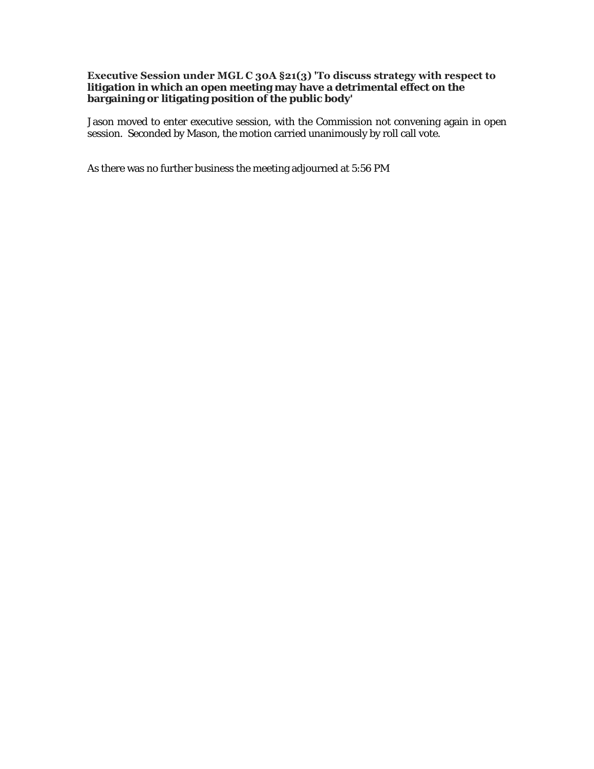**Executive Session under MGL C 30A §21(3) 'To discuss strategy with respect to litigation in which an open meeting may have a detrimental effect on the bargaining or litigating position of the public body'**

Jason moved to enter executive session, with the Commission not convening again in open session. Seconded by Mason, the motion carried unanimously by roll call vote.

As there was no further business the meeting adjourned at 5:56 PM